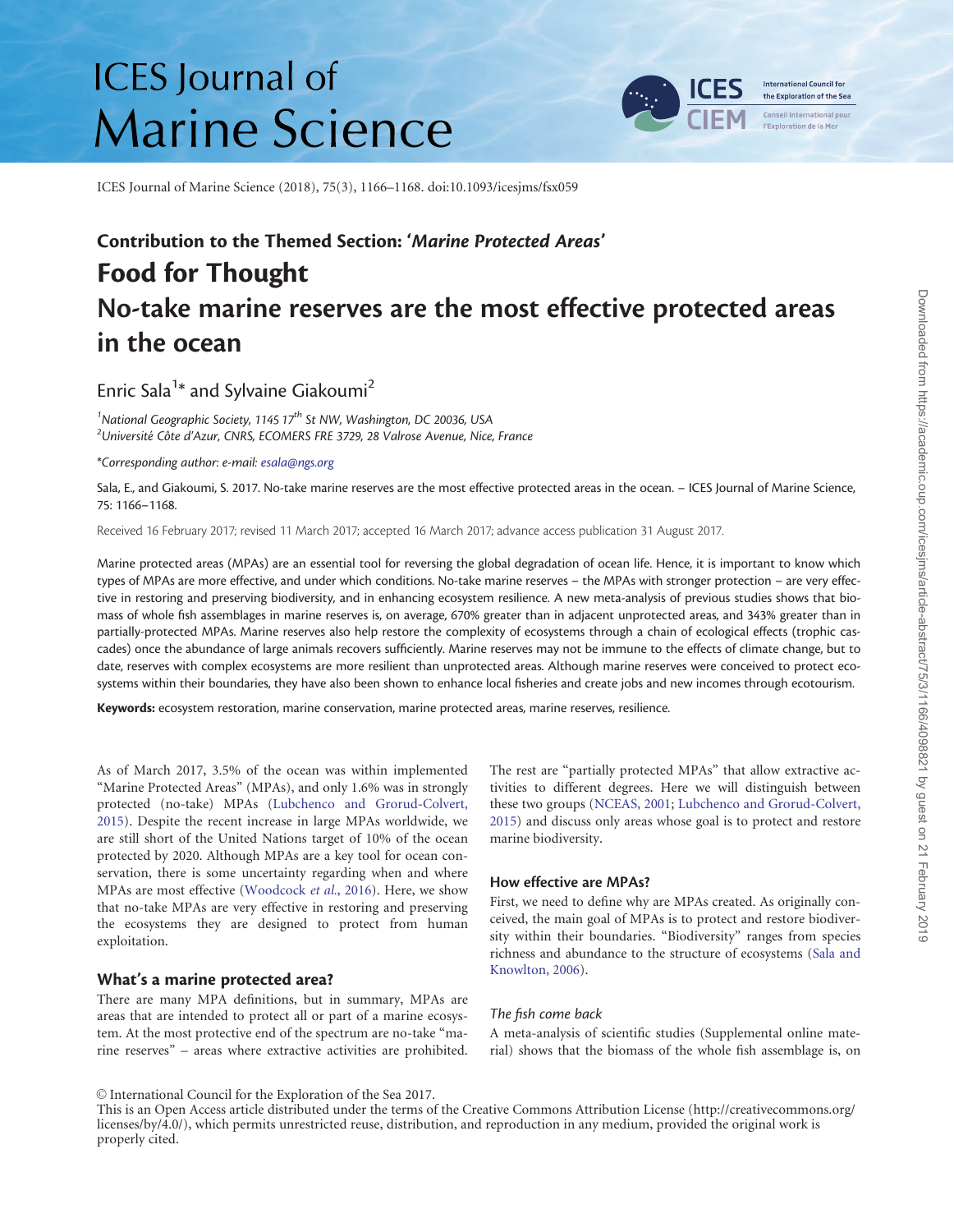Contribution to the Themed Section: '*Marine Protected Areas*'

# Food for Thought

# No-take marine reserves are the most effective protected areas in the ocean

Enric Sala[1]* and Sylvaine Giakoumi[2]

[1] *National Geographic Society, 1145 17th St NW, Washington, DC 20036, USA*
[2] *Université Côte d'Azur, CNRS, ECOMERS FRE 3729, 28 Valrose Avenue, Nice, France*

*\*Corresponding author: e-mail: esala@ngs.org*

Sala, E., and Giakoumi, S. 2017. No-take marine reserves are the most effective protected areas in the ocean. – ICES Journal of Marine Science, 75: 1166–1168.

Received 16 February 2017; revised 11 March 2017; accepted 16 March 2017; advance access publication 31 August 2017.

Marine protected areas (MPAs) are an essential tool for reversing the global degradation of ocean life. Hence, it is important to know which types of MPAs are more effective, and under which conditions. No-take marine reserves – the MPAs with stronger protection – are very effective in restoring and preserving biodiversity, and in enhancing ecosystem resilience. A new meta-analysis of previous studies shows that biomass of whole fish assemblages in marine reserves is, on average, 670% greater than in adjacent unprotected areas, and 343% greater than in partially-protected MPAs. Marine reserves also help restore the complexity of ecosystems through a chain of ecological effects (trophic cascades) once the abundance of large animals recovers sufficiently. Marine reserves may not be immune to the effects of climate change, but to date, reserves with complex ecosystems are more resilient than unprotected areas. Although marine reserves were conceived to protect ecosystems within their boundaries, they have also been shown to enhance local fisheries and create jobs and new incomes through ecotourism.

**Keywords:** ecosystem restoration, marine conservation, marine protected areas, marine reserves, resilience.

As of March 2017, 3.5% of the ocean was within implemented "Marine Protected Areas" (MPAs), and only 1.6% was in strongly protected (no-take) MPAs (Lubchenco and Grorud-Colvert, 2015). Despite the recent increase in large MPAs worldwide, we are still short of the United Nations target of 10% of the ocean protected by 2020. Although MPAs are a key tool for ocean conservation, there is some uncertainty regarding when and where MPAs are most effective (Woodcock *et al.*, 2016). Here, we show that no-take MPAs are very effective in restoring and preserving the ecosystems they are designed to protect from human exploitation.

## What's a marine protected area?

There are many MPA definitions, but in summary, MPAs are areas that are intended to protect all or part of a marine ecosystem. At the most protective end of the spectrum are no-take "marine reserves" – areas where extractive activities are prohibited. The rest are "partially protected MPAs" that allow extractive activities to different degrees. Here we will distinguish between these two groups (NCEAS, 2001; Lubchenco and Grorud-Colvert, 2015) and discuss only areas whose goal is to protect and restore marine biodiversity.

## How effective are MPAs?

First, we need to define why are MPAs created. As originally conceived, the main goal of MPAs is to protect and restore biodiversity within their boundaries. "Biodiversity" ranges from species richness and abundance to the structure of ecosystems (Sala and Knowlton, 2006).

### *The fish come back*

A meta-analysis of scientific studies (Supplemental online material) shows that the biomass of the whole fish assemblage is, on

© International Council for the Exploration of the Sea 2017.
This is an Open Access article distributed under the terms of the Creative Commons Attribution License (http://creativecommons.org/licenses/by/4.0/), which permits unrestricted reuse, distribution, and reproduction in any medium, provided the original work is properly cited.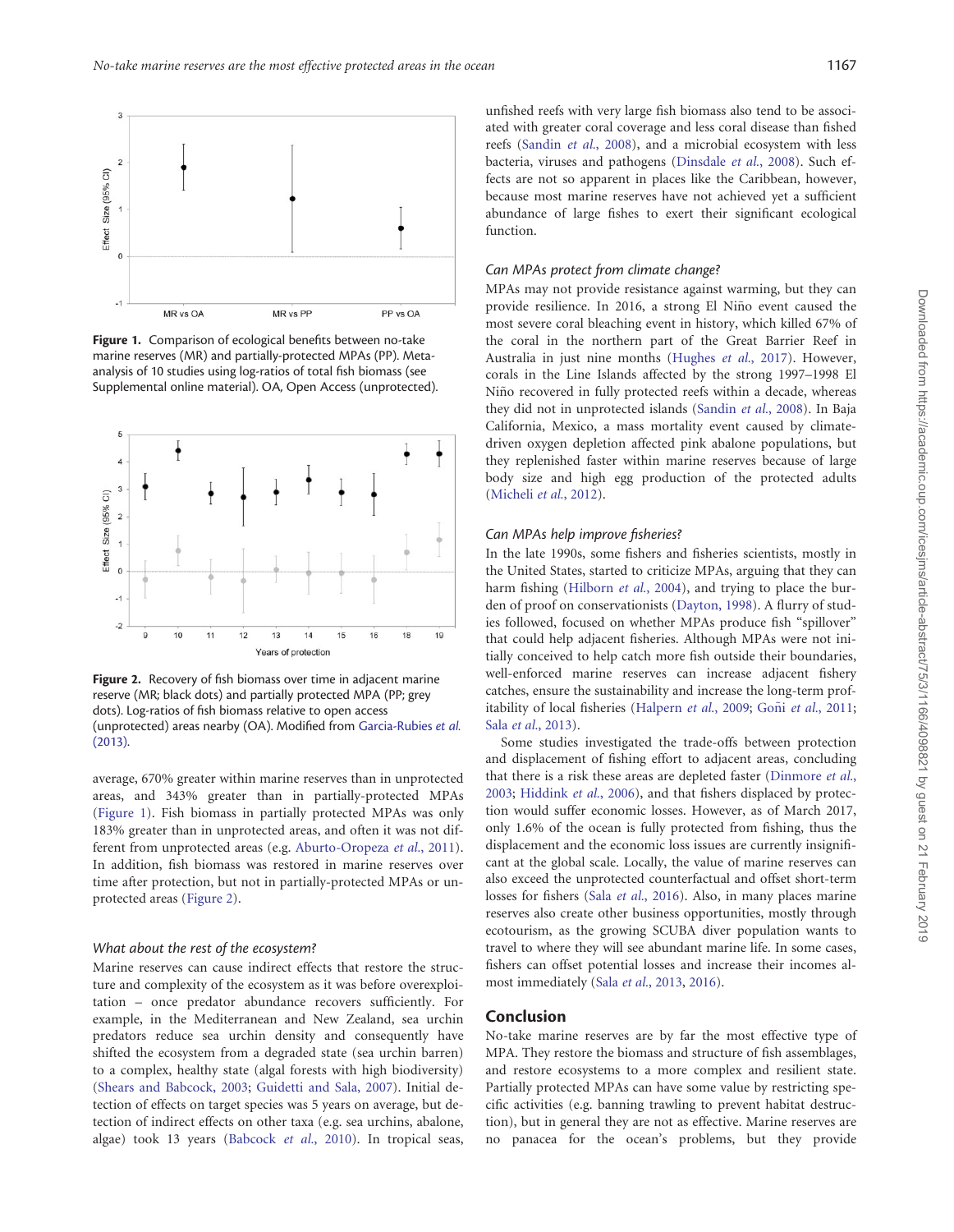Figure 1. Comparison of ecological benefits between no-take marine reserves (MR) and partially-protected MPAs (PP). Meta-analysis of 10 studies using log-ratios of total fish biomass (see Supplemental online material). OA, Open Access (unprotected).

Figure 2. Recovery of fish biomass over time in adjacent marine reserve (MR; black dots) and partially protected MPA (PP; grey dots). Log-ratios of fish biomass relative to open access (unprotected) areas nearby (OA). Modified from Garcia-Rubies *et al.* (2013).

average, 670% greater within marine reserves than in unprotected areas, and 343% greater than in partially-protected MPAs (Figure 1). Fish biomass in partially protected MPAs was only 183% greater than in unprotected areas, and often it was not different from unprotected areas (e.g. Aburto-Oropeza *et al.*, 2011). In addition, fish biomass was restored in marine reserves over time after protection, but not in partially-protected MPAs or unprotected areas (Figure 2).

### *What about the rest of the ecosystem?*

Marine reserves can cause indirect effects that restore the structure and complexity of the ecosystem as it was before overexploitation – once predator abundance recovers sufficiently. For example, in the Mediterranean and New Zealand, sea urchin predators reduce sea urchin density and consequently have shifted the ecosystem from a degraded state (sea urchin barren) to a complex, healthy state (algal forests with high biodiversity) (Shears and Babcock, 2003; Guidetti and Sala, 2007). Initial detection of effects on target species was 5 years on average, but detection of indirect effects on other taxa (e.g. sea urchins, abalone, algae) took 13 years (Babcock *et al.*, 2010). In tropical seas, unfished reefs with very large fish biomass also tend to be associated with greater coral coverage and less coral disease than fished reefs (Sandin *et al.*, 2008), and a microbial ecosystem with less bacteria, viruses and pathogens (Dinsdale *et al.*, 2008). Such effects are not so apparent in places like the Caribbean, however, because most marine reserves have not achieved yet a sufficient abundance of large fishes to exert their significant ecological function.

### *Can MPAs protect from climate change?*

MPAs may not provide resistance against warming, but they can provide resilience. In 2016, a strong El Niño event caused the most severe coral bleaching event in history, which killed 67% of the coral in the northern part of the Great Barrier Reef in Australia in just nine months (Hughes *et al.*, 2017). However, corals in the Line Islands affected by the strong 1997–1998 El Niño recovered in fully protected reefs within a decade, whereas they did not in unprotected islands (Sandin *et al.*, 2008). In Baja California, Mexico, a mass mortality event caused by climate-driven oxygen depletion affected pink abalone populations, but they replenished faster within marine reserves because of large body size and high egg production of the protected adults (Micheli *et al.*, 2012).

### *Can MPAs help improve fisheries?*

In the late 1990s, some fishers and fisheries scientists, mostly in the United States, started to criticize MPAs, arguing that they can harm fishing (Hilborn *et al.*, 2004), and trying to place the burden of proof on conservationists (Dayton, 1998). A flurry of studies followed, focused on whether MPAs produce fish "spillover" that could help adjacent fisheries. Although MPAs were not initially conceived to help catch more fish outside their boundaries, well-enforced marine reserves can increase adjacent fishery catches, ensure the sustainability and increase the long-term profitability of local fisheries (Halpern *et al.*, 2009; Goñi *et al.*, 2011; Sala *et al.*, 2013).

Some studies investigated the trade-offs between protection and displacement of fishing effort to adjacent areas, concluding that there is a risk these areas are depleted faster (Dinmore *et al.*, 2003; Hiddink *et al.*, 2006), and that fishers displaced by protection would suffer economic losses. However, as of March 2017, only 1.6% of the ocean is fully protected from fishing, thus the displacement and the economic loss issues are currently insignificant at the global scale. Locally, the value of marine reserves can also exceed the unprotected counterfactual and offset short-term losses for fishers (Sala *et al.*, 2016). Also, in many places marine reserves also create other business opportunities, mostly through ecotourism, as the growing SCUBA diver population wants to travel to where they will see abundant marine life. In some cases, fishers can offset potential losses and increase their incomes almost immediately (Sala *et al.*, 2013, 2016).

## Conclusion

No-take marine reserves are by far the most effective type of MPA. They restore the biomass and structure of fish assemblages, and restore ecosystems to a more complex and resilient state. Partially protected MPAs can have some value by restricting specific activities (e.g. banning trawling to prevent habitat destruction), but in general they are not as effective. Marine reserves are no panacea for the ocean's problems, but they provide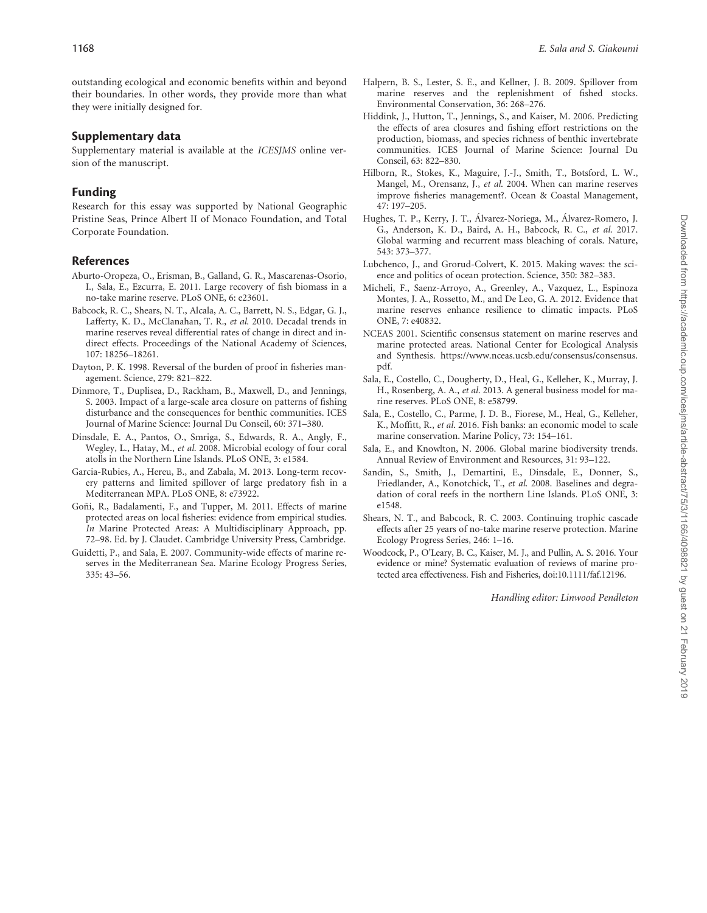outstanding ecological and economic benefits within and beyond their boundaries. In other words, they provide more than what they were initially designed for.

## Supplementary data

Supplementary material is available at the *ICESJMS* online version of the manuscript.

## Funding

Research for this essay was supported by National Geographic Pristine Seas, Prince Albert II of Monaco Foundation, and Total Corporate Foundation.

## References

Aburto-Oropeza, O., Erisman, B., Galland, G. R., Mascarenas-Osorio, I., Sala, E., Ezcurra, E. 2011. Large recovery of fish biomass in a no-take marine reserve. PLoS ONE, 6: e23601.

Babcock, R. C., Shears, N. T., Alcala, A. C., Barrett, N. S., Edgar, G. J., Lafferty, K. D., McClanahan, T. R., *et al.* 2010. Decadal trends in marine reserves reveal differential rates of change in direct and indirect effects. Proceedings of the National Academy of Sciences, 107: 18256–18261.

Dayton, P. K. 1998. Reversal of the burden of proof in fisheries management. Science, 279: 821–822.

Dinmore, T., Duplisea, D., Rackham, B., Maxwell, D., and Jennings, S. 2003. Impact of a large-scale area closure on patterns of fishing disturbance and the consequences for benthic communities. ICES Journal of Marine Science: Journal Du Conseil, 60: 371–380.

Dinsdale, E. A., Pantos, O., Smriga, S., Edwards, R. A., Angly, F., Wegley, L., Hatay, M., *et al.* 2008. Microbial ecology of four coral atolls in the Northern Line Islands. PLoS ONE, 3: e1584.

Garcia-Rubies, A., Hereu, B., and Zabala, M. 2013. Long-term recovery patterns and limited spillover of large predatory fish in a Mediterranean MPA. PLoS ONE, 8: e73922.

Goñi, R., Badalamenti, F., and Tupper, M. 2011. Effects of marine protected areas on local fisheries: evidence from empirical studies. *In* Marine Protected Areas: A Multidisciplinary Approach, pp. 72–98. Ed. by J. Claudet. Cambridge University Press, Cambridge.

Guidetti, P., and Sala, E. 2007. Community-wide effects of marine reserves in the Mediterranean Sea. Marine Ecology Progress Series, 335: 43–56.

Halpern, B. S., Lester, S. E., and Kellner, J. B. 2009. Spillover from marine reserves and the replenishment of fished stocks. Environmental Conservation, 36: 268–276.

Hiddink, J., Hutton, T., Jennings, S., and Kaiser, M. 2006. Predicting the effects of area closures and fishing effort restrictions on the production, biomass, and species richness of benthic invertebrate communities. ICES Journal of Marine Science: Journal Du Conseil, 63: 822–830.

Hilborn, R., Stokes, K., Maguire, J.-J., Smith, T., Botsford, L. W., Mangel, M., Orensanz, J., *et al.* 2004. When can marine reserves improve fisheries management?. Ocean & Coastal Management, 47: 197–205.

Hughes, T. P., Kerry, J. T., Álvarez-Noriega, M., Álvarez-Romero, J. G., Anderson, K. D., Baird, A. H., Babcock, R. C., *et al.* 2017. Global warming and recurrent mass bleaching of corals. Nature, 543: 373–377.

Lubchenco, J., and Grorud-Colvert, K. 2015. Making waves: the science and politics of ocean protection. Science, 350: 382–383.

Micheli, F., Saenz-Arroyo, A., Greenley, A., Vazquez, L., Espinoza Montes, J. A., Rossetto, M., and De Leo, G. A. 2012. Evidence that marine reserves enhance resilience to climatic impacts. PLoS ONE, 7: e40832.

NCEAS 2001. Scientific consensus statement on marine reserves and marine protected areas. National Center for Ecological Analysis and Synthesis. https://www.nceas.ucsb.edu/consensus/consensus.pdf.

Sala, E., Costello, C., Dougherty, D., Heal, G., Kelleher, K., Murray, J. H., Rosenberg, A. A., *et al.* 2013. A general business model for marine reserves. PLoS ONE, 8: e58799.

Sala, E., Costello, C., Parme, J. D. B., Fiorese, M., Heal, G., Kelleher, K., Moffitt, R., *et al.* 2016. Fish banks: an economic model to scale marine conservation. Marine Policy, 73: 154–161.

Sala, E., and Knowlton, N. 2006. Global marine biodiversity trends. Annual Review of Environment and Resources, 31: 93–122.

Sandin, S., Smith, J., Demartini, E., Dinsdale, E., Donner, S., Friedlander, A., Konotchick, T., *et al.* 2008. Baselines and degradation of coral reefs in the northern Line Islands. PLoS ONE, 3: e1548.

Shears, N. T., and Babcock, R. C. 2003. Continuing trophic cascade effects after 25 years of no-take marine reserve protection. Marine Ecology Progress Series, 246: 1–16.

Woodcock, P., O'Leary, B. C., Kaiser, M. J., and Pullin, A. S. 2016. Your evidence or mine? Systematic evaluation of reviews of marine protected area effectiveness. Fish and Fisheries, doi:10.1111/faf.12196.

*Handling editor: Linwood Pendleton*